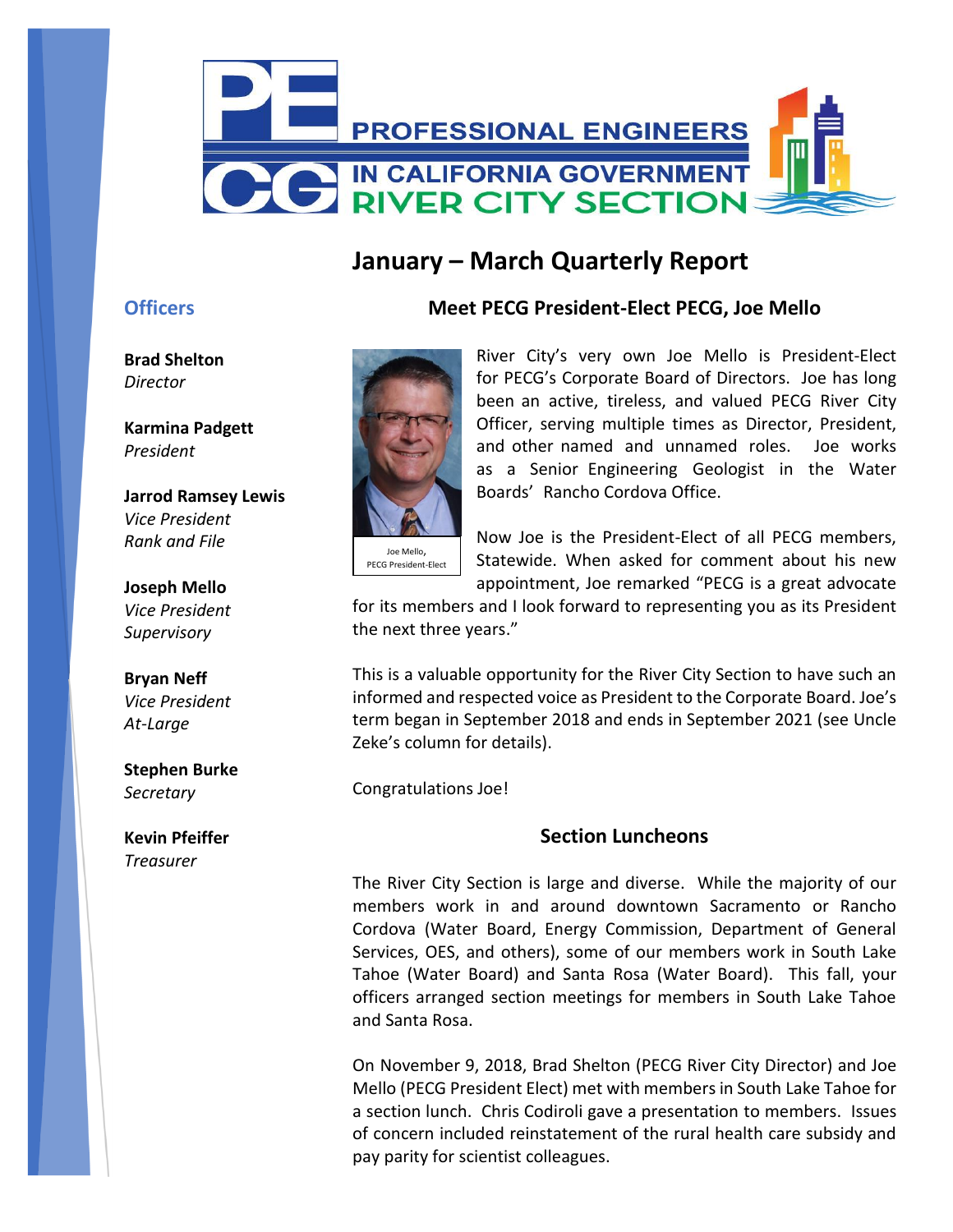# PROFESSIONAL ENGINEERS IN CALIFORNIA GOVERNMENT RIVER CITY SECTION

## January – March Quarterly Report

### Officers

**Brad Shelton**
*Director*

**Karmina Padgett**
*President*

**Jarrod Ramsey Lewis**
*Vice President Rank and File*

**Joseph Mello**
*Vice President Supervisory*

**Bryan Neff**
*Vice President At-Large*

**Stephen Burke**
*Secretary*

**Kevin Pfeiffer**
*Treasurer*

### Meet PECG President-Elect PECG, Joe Mello

Joe Mello, PECG President-Elect

River City's very own Joe Mello is President-Elect for PECG's Corporate Board of Directors. Joe has long been an active, tireless, and valued PECG River City Officer, serving multiple times as Director, President, and other named and unnamed roles. Joe works as a Senior Engineering Geologist in the Water Boards' Rancho Cordova Office.

Now Joe is the President-Elect of all PECG members, Statewide. When asked for comment about his new appointment, Joe remarked "PECG is a great advocate for its members and I look forward to representing you as its President the next three years."

This is a valuable opportunity for the River City Section to have such an informed and respected voice as President to the Corporate Board. Joe's term began in September 2018 and ends in September 2021 (see Uncle Zeke's column for details).

Congratulations Joe!

### Section Luncheons

The River City Section is large and diverse. While the majority of our members work in and around downtown Sacramento or Rancho Cordova (Water Board, Energy Commission, Department of General Services, OES, and others), some of our members work in South Lake Tahoe (Water Board) and Santa Rosa (Water Board). This fall, your officers arranged section meetings for members in South Lake Tahoe and Santa Rosa.

On November 9, 2018, Brad Shelton (PECG River City Director) and Joe Mello (PECG President Elect) met with members in South Lake Tahoe for a section lunch. Chris Codiroli gave a presentation to members. Issues of concern included reinstatement of the rural health care subsidy and pay parity for scientist colleagues.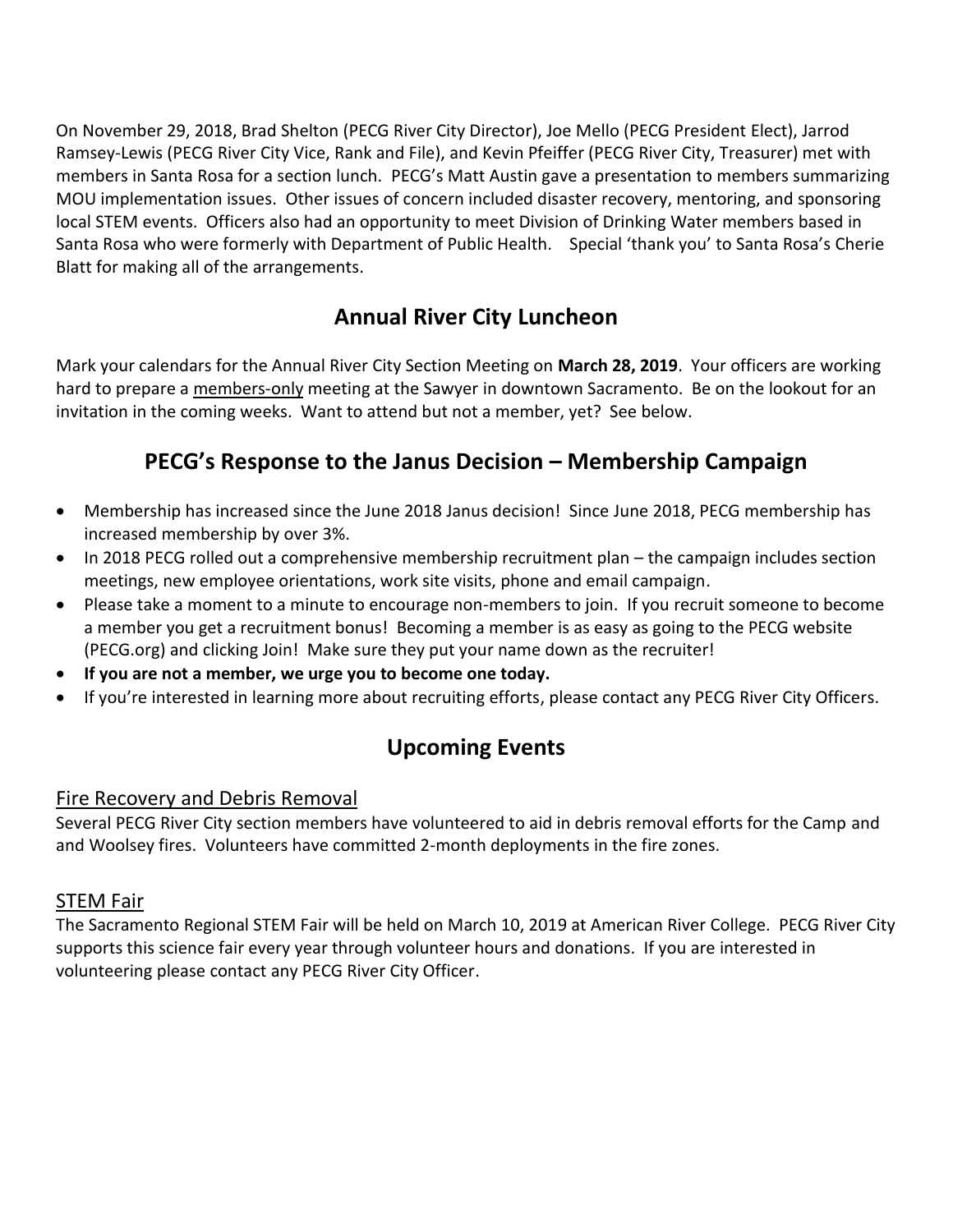On November 29, 2018, Brad Shelton (PECG River City Director), Joe Mello (PECG President Elect), Jarrod Ramsey-Lewis (PECG River City Vice, Rank and File), and Kevin Pfeiffer (PECG River City, Treasurer) met with members in Santa Rosa for a section lunch. PECG's Matt Austin gave a presentation to members summarizing MOU implementation issues. Other issues of concern included disaster recovery, mentoring, and sponsoring local STEM events. Officers also had an opportunity to meet Division of Drinking Water members based in Santa Rosa who were formerly with Department of Public Health. Special 'thank you' to Santa Rosa's Cherie Blatt for making all of the arrangements.

## Annual River City Luncheon

Mark your calendars for the Annual River City Section Meeting on **March 28, 2019**. Your officers are working hard to prepare a members-only meeting at the Sawyer in downtown Sacramento. Be on the lookout for an invitation in the coming weeks. Want to attend but not a member, yet? See below.

## PECG's Response to the Janus Decision – Membership Campaign

- Membership has increased since the June 2018 Janus decision! Since June 2018, PECG membership has increased membership by over 3%.
- In 2018 PECG rolled out a comprehensive membership recruitment plan – the campaign includes section meetings, new employee orientations, work site visits, phone and email campaign.
- Please take a moment to a minute to encourage non-members to join. If you recruit someone to become a member you get a recruitment bonus! Becoming a member is as easy as going to the PECG website (PECG.org) and clicking Join! Make sure they put your name down as the recruiter!
- **If you are not a member, we urge you to become one today.**
- If you're interested in learning more about recruiting efforts, please contact any PECG River City Officers.

## Upcoming Events

### Fire Recovery and Debris Removal

Several PECG River City section members have volunteered to aid in debris removal efforts for the Camp and and Woolsey fires. Volunteers have committed 2-month deployments in the fire zones.

### STEM Fair

The Sacramento Regional STEM Fair will be held on March 10, 2019 at American River College. PECG River City supports this science fair every year through volunteer hours and donations. If you are interested in volunteering please contact any PECG River City Officer.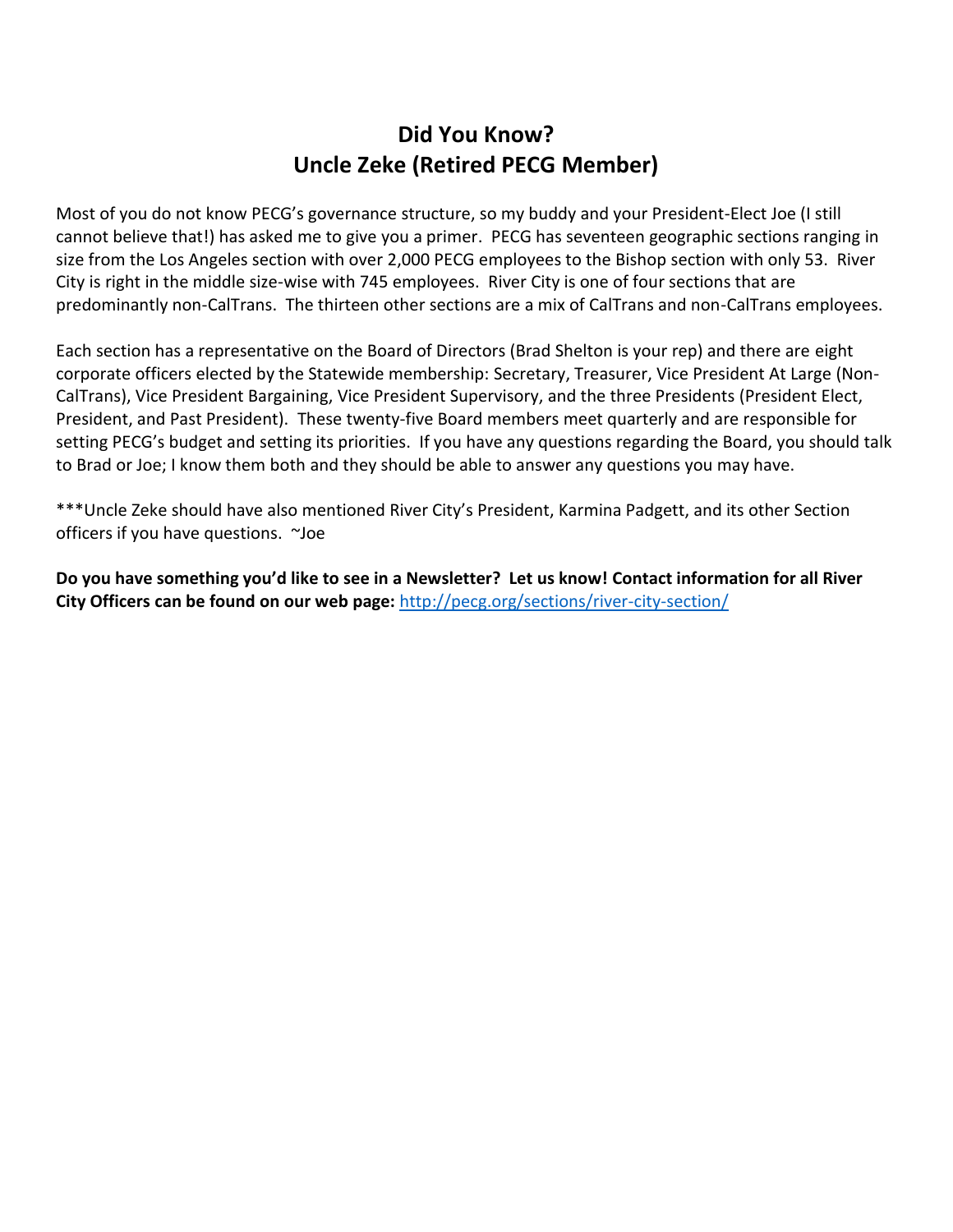## Did You Know?
## Uncle Zeke (Retired PECG Member)

Most of you do not know PECG's governance structure, so my buddy and your President-Elect Joe (I still cannot believe that!) has asked me to give you a primer. PECG has seventeen geographic sections ranging in size from the Los Angeles section with over 2,000 PECG employees to the Bishop section with only 53. River City is right in the middle size-wise with 745 employees. River City is one of four sections that are predominantly non-CalTrans. The thirteen other sections are a mix of CalTrans and non-CalTrans employees.

Each section has a representative on the Board of Directors (Brad Shelton is your rep) and there are eight corporate officers elected by the Statewide membership: Secretary, Treasurer, Vice President At Large (Non-CalTrans), Vice President Bargaining, Vice President Supervisory, and the three Presidents (President Elect, President, and Past President). These twenty-five Board members meet quarterly and are responsible for setting PECG's budget and setting its priorities. If you have any questions regarding the Board, you should talk to Brad or Joe; I know them both and they should be able to answer any questions you may have.

***Uncle Zeke should have also mentioned River City's President, Karmina Padgett, and its other Section officers if you have questions. ~Joe

**Do you have something you'd like to see in a Newsletter? Let us know! Contact information for all River City Officers can be found on our web page:** [http://pecg.org/sections/river-city-section/](http://pecg.org/sections/river-city-section/)